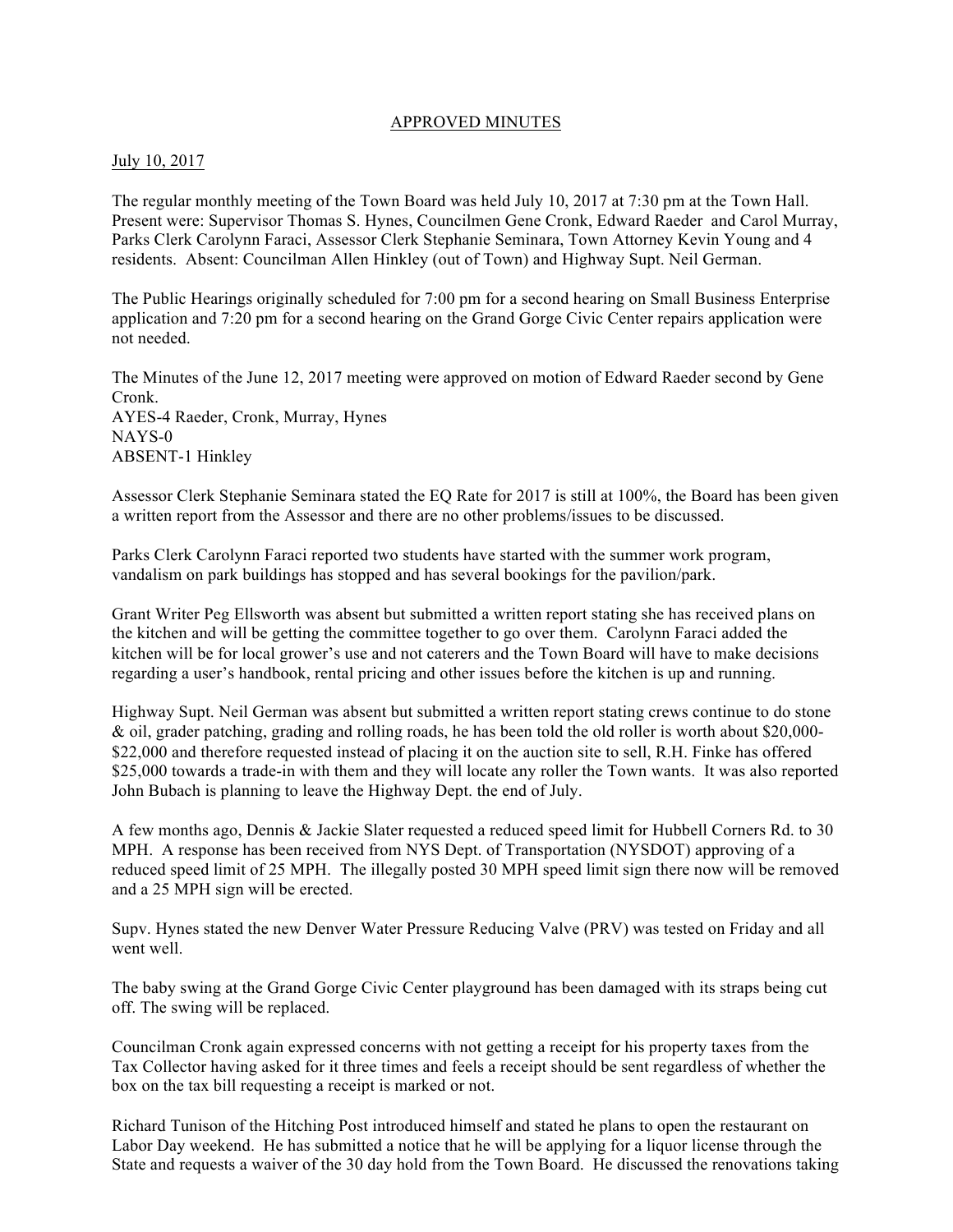APPROVED MINUTES

July 10, 2017

The regular monthly meeting of the Town Board was held July 10, 2017 at 7:30 pm at the Town Hall. Present were: Supervisor Thomas S. Hynes, Councilmen Gene Cronk, Edward Raeder and Carol Murray, Parks Clerk Carolynn Faraci, Assessor Clerk Stephanie Seminara, Town Attorney Kevin Young and 4 residents. Absent: Councilman Allen Hinkley (out of Town) and Highway Supt. Neil German.

The Public Hearings originally scheduled for 7:00 pm for a second hearing on Small Business Enterprise application and 7:20 pm for a second hearing on the Grand Gorge Civic Center repairs application were not needed.

The Minutes of the June 12, 2017 meeting were approved on motion of Edward Raeder second by Gene Cronk.
AYES-4 Raeder, Cronk, Murray, Hynes
NAYS-0
ABSENT-1 Hinkley

Assessor Clerk Stephanie Seminara stated the EQ Rate for 2017 is still at 100%, the Board has been given a written report from the Assessor and there are no other problems/issues to be discussed.

Parks Clerk Carolynn Faraci reported two students have started with the summer work program, vandalism on park buildings has stopped and has several bookings for the pavilion/park.

Grant Writer Peg Ellsworth was absent but submitted a written report stating she has received plans on the kitchen and will be getting the committee together to go over them. Carolynn Faraci added the kitchen will be for local grower's use and not caterers and the Town Board will have to make decisions regarding a user's handbook, rental pricing and other issues before the kitchen is up and running.

Highway Supt. Neil German was absent but submitted a written report stating crews continue to do stone & oil, grader patching, grading and rolling roads, he has been told the old roller is worth about $20,000-$22,000 and therefore requested instead of placing it on the auction site to sell, R.H. Finke has offered $25,000 towards a trade-in with them and they will locate any roller the Town wants. It was also reported John Bubach is planning to leave the Highway Dept. the end of July.

A few months ago, Dennis & Jackie Slater requested a reduced speed limit for Hubbell Corners Rd. to 30 MPH. A response has been received from NYS Dept. of Transportation (NYSDOT) approving of a reduced speed limit of 25 MPH. The illegally posted 30 MPH speed limit sign there now will be removed and a 25 MPH sign will be erected.

Supv. Hynes stated the new Denver Water Pressure Reducing Valve (PRV) was tested on Friday and all went well.

The baby swing at the Grand Gorge Civic Center playground has been damaged with its straps being cut off. The swing will be replaced.

Councilman Cronk again expressed concerns with not getting a receipt for his property taxes from the Tax Collector having asked for it three times and feels a receipt should be sent regardless of whether the box on the tax bill requesting a receipt is marked or not.

Richard Tunison of the Hitching Post introduced himself and stated he plans to open the restaurant on Labor Day weekend. He has submitted a notice that he will be applying for a liquor license through the State and requests a waiver of the 30 day hold from the Town Board. He discussed the renovations taking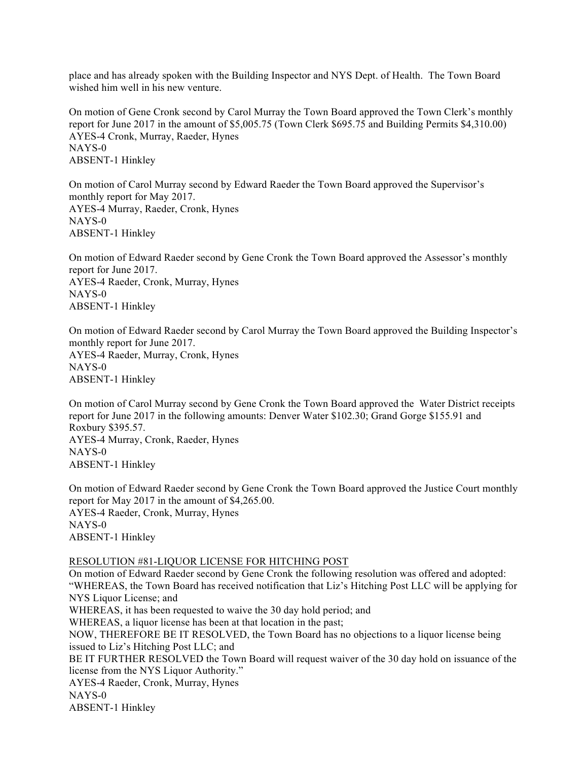place and has already spoken with the Building Inspector and NYS Dept. of Health. The Town Board wished him well in his new venture.

On motion of Gene Cronk second by Carol Murray the Town Board approved the Town Clerk's monthly report for June 2017 in the amount of $5,005.75 (Town Clerk $695.75 and Building Permits $4,310.00)
AYES-4 Cronk, Murray, Raeder, Hynes
NAYS-0
ABSENT-1 Hinkley

On motion of Carol Murray second by Edward Raeder the Town Board approved the Supervisor's monthly report for May 2017.
AYES-4 Murray, Raeder, Cronk, Hynes
NAYS-0
ABSENT-1 Hinkley

On motion of Edward Raeder second by Gene Cronk the Town Board approved the Assessor's monthly report for June 2017.
AYES-4 Raeder, Cronk, Murray, Hynes
NAYS-0
ABSENT-1 Hinkley

On motion of Edward Raeder second by Carol Murray the Town Board approved the Building Inspector's monthly report for June 2017.
AYES-4 Raeder, Murray, Cronk, Hynes
NAYS-0
ABSENT-1 Hinkley

On motion of Carol Murray second by Gene Cronk the Town Board approved the Water District receipts report for June 2017 in the following amounts: Denver Water $102.30; Grand Gorge $155.91 and Roxbury $395.57.
AYES-4 Murray, Cronk, Raeder, Hynes
NAYS-0
ABSENT-1 Hinkley

On motion of Edward Raeder second by Gene Cronk the Town Board approved the Justice Court monthly report for May 2017 in the amount of $4,265.00.
AYES-4 Raeder, Cronk, Murray, Hynes
NAYS-0
ABSENT-1 Hinkley

RESOLUTION #81-LIQUOR LICENSE FOR HITCHING POST

On motion of Edward Raeder second by Gene Cronk the following resolution was offered and adopted:
"WHEREAS, the Town Board has received notification that Liz's Hitching Post LLC will be applying for NYS Liquor License; and
WHEREAS, it has been requested to waive the 30 day hold period; and
WHEREAS, a liquor license has been at that location in the past;
NOW, THEREFORE BE IT RESOLVED, the Town Board has no objections to a liquor license being issued to Liz's Hitching Post LLC; and
BE IT FURTHER RESOLVED the Town Board will request waiver of the 30 day hold on issuance of the license from the NYS Liquor Authority."
AYES-4 Raeder, Cronk, Murray, Hynes
NAYS-0
ABSENT-1 Hinkley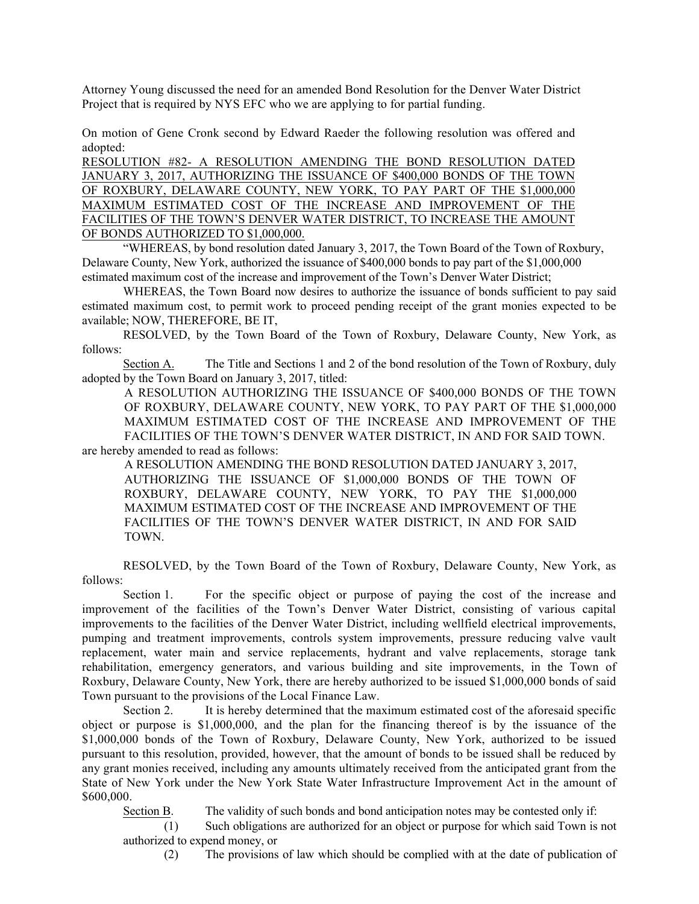Attorney Young discussed the need for an amended Bond Resolution for the Denver Water District Project that is required by NYS EFC who we are applying to for partial funding.

On motion of Gene Cronk second by Edward Raeder the following resolution was offered and adopted:

<u>RESOLUTION #82- A RESOLUTION AMENDING THE BOND RESOLUTION DATED JANUARY 3, 2017, AUTHORIZING THE ISSUANCE OF $400,000 BONDS OF THE TOWN OF ROXBURY, DELAWARE COUNTY, NEW YORK, TO PAY PART OF THE $1,000,000 MAXIMUM ESTIMATED COST OF THE INCREASE AND IMPROVEMENT OF THE FACILITIES OF THE TOWN'S DENVER WATER DISTRICT, TO INCREASE THE AMOUNT OF BONDS AUTHORIZED TO $1,000,000.</u>

"WHEREAS, by bond resolution dated January 3, 2017, the Town Board of the Town of Roxbury, Delaware County, New York, authorized the issuance of $400,000 bonds to pay part of the $1,000,000 estimated maximum cost of the increase and improvement of the Town's Denver Water District;

WHEREAS, the Town Board now desires to authorize the issuance of bonds sufficient to pay said estimated maximum cost, to permit work to proceed pending receipt of the grant monies expected to be available; NOW, THEREFORE, BE IT,

RESOLVED, by the Town Board of the Town of Roxbury, Delaware County, New York, as follows:

<u>Section A.</u> The Title and Sections 1 and 2 of the bond resolution of the Town of Roxbury, duly adopted by the Town Board on January 3, 2017, titled:

> A RESOLUTION AUTHORIZING THE ISSUANCE OF $400,000 BONDS OF THE TOWN OF ROXBURY, DELAWARE COUNTY, NEW YORK, TO PAY PART OF THE $1,000,000 MAXIMUM ESTIMATED COST OF THE INCREASE AND IMPROVEMENT OF THE FACILITIES OF THE TOWN'S DENVER WATER DISTRICT, IN AND FOR SAID TOWN.

are hereby amended to read as follows:

> A RESOLUTION AMENDING THE BOND RESOLUTION DATED JANUARY 3, 2017, AUTHORIZING THE ISSUANCE OF $1,000,000 BONDS OF THE TOWN OF ROXBURY, DELAWARE COUNTY, NEW YORK, TO PAY THE $1,000,000 MAXIMUM ESTIMATED COST OF THE INCREASE AND IMPROVEMENT OF THE FACILITIES OF THE TOWN'S DENVER WATER DISTRICT, IN AND FOR SAID TOWN.

RESOLVED, by the Town Board of the Town of Roxbury, Delaware County, New York, as follows:

Section 1. For the specific object or purpose of paying the cost of the increase and improvement of the facilities of the Town's Denver Water District, consisting of various capital improvements to the facilities of the Denver Water District, including wellfield electrical improvements, pumping and treatment improvements, controls system improvements, pressure reducing valve vault replacement, water main and service replacements, hydrant and valve replacements, storage tank rehabilitation, emergency generators, and various building and site improvements, in the Town of Roxbury, Delaware County, New York, there are hereby authorized to be issued $1,000,000 bonds of said Town pursuant to the provisions of the Local Finance Law.

Section 2. It is hereby determined that the maximum estimated cost of the aforesaid specific object or purpose is $1,000,000, and the plan for the financing thereof is by the issuance of the $1,000,000 bonds of the Town of Roxbury, Delaware County, New York, authorized to be issued pursuant to this resolution, provided, however, that the amount of bonds to be issued shall be reduced by any grant monies received, including any amounts ultimately received from the anticipated grant from the State of New York under the New York State Water Infrastructure Improvement Act in the amount of $600,000.

<u>Section B</u>. The validity of such bonds and bond anticipation notes may be contested only if:

(1) Such obligations are authorized for an object or purpose for which said Town is not authorized to expend money, or

(2) The provisions of law which should be complied with at the date of publication of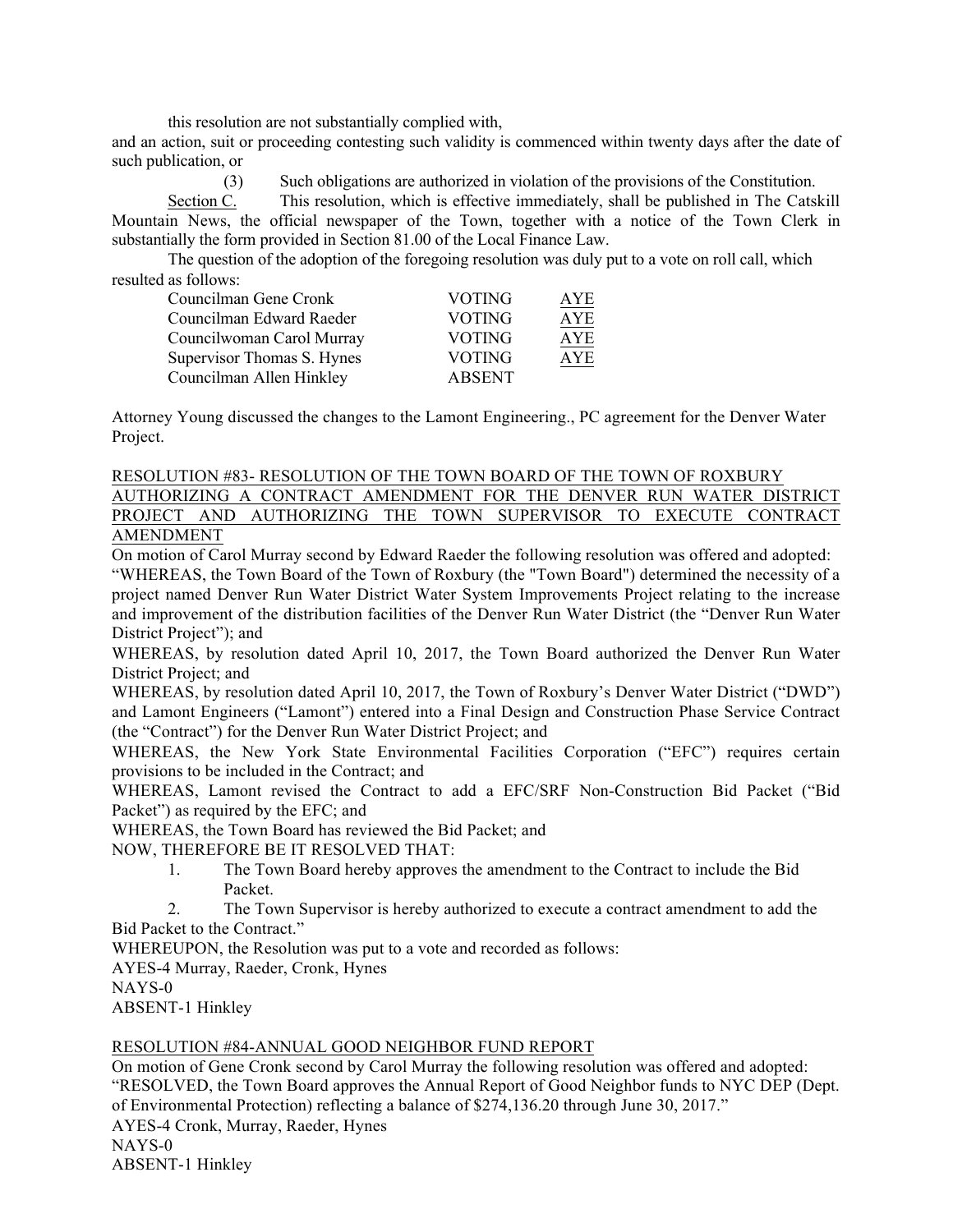this resolution are not substantially complied with,

and an action, suit or proceeding contesting such validity is commenced within twenty days after the date of such publication, or

(3) Such obligations are authorized in violation of the provisions of the Constitution.

Section C. This resolution, which is effective immediately, shall be published in The Catskill Mountain News, the official newspaper of the Town, together with a notice of the Town Clerk in substantially the form provided in Section 81.00 of the Local Finance Law.

The question of the adoption of the foregoing resolution was duly put to a vote on roll call, which resulted as follows:

| | | |
|---|---|---|
| Councilman Gene Cronk | VOTING | AYE |
| Councilman Edward Raeder | VOTING | AYE |
| Councilwoman Carol Murray | VOTING | AYE |
| Supervisor Thomas S. Hynes | VOTING | AYE |
| Councilman Allen Hinkley | ABSENT | |

Attorney Young discussed the changes to the Lamont Engineering., PC agreement for the Denver Water Project.

RESOLUTION #83- RESOLUTION OF THE TOWN BOARD OF THE TOWN OF ROXBURY AUTHORIZING A CONTRACT AMENDMENT FOR THE DENVER RUN WATER DISTRICT PROJECT AND AUTHORIZING THE TOWN SUPERVISOR TO EXECUTE CONTRACT AMENDMENT

On motion of Carol Murray second by Edward Raeder the following resolution was offered and adopted:

"WHEREAS, the Town Board of the Town of Roxbury (the "Town Board") determined the necessity of a project named Denver Run Water District Water System Improvements Project relating to the increase and improvement of the distribution facilities of the Denver Run Water District (the "Denver Run Water District Project"); and

WHEREAS, by resolution dated April 10, 2017, the Town Board authorized the Denver Run Water District Project; and

WHEREAS, by resolution dated April 10, 2017, the Town of Roxbury's Denver Water District ("DWD") and Lamont Engineers ("Lamont") entered into a Final Design and Construction Phase Service Contract (the "Contract") for the Denver Run Water District Project; and

WHEREAS, the New York State Environmental Facilities Corporation ("EFC") requires certain provisions to be included in the Contract; and

WHEREAS, Lamont revised the Contract to add a EFC/SRF Non-Construction Bid Packet ("Bid Packet") as required by the EFC; and

WHEREAS, the Town Board has reviewed the Bid Packet; and

NOW, THEREFORE BE IT RESOLVED THAT:

1. The Town Board hereby approves the amendment to the Contract to include the Bid Packet.
2. The Town Supervisor is hereby authorized to execute a contract amendment to add the Bid Packet to the Contract."

WHEREUPON, the Resolution was put to a vote and recorded as follows:

AYES-4 Murray, Raeder, Cronk, Hynes

NAYS-0

ABSENT-1 Hinkley

RESOLUTION #84-ANNUAL GOOD NEIGHBOR FUND REPORT

On motion of Gene Cronk second by Carol Murray the following resolution was offered and adopted:

"RESOLVED, the Town Board approves the Annual Report of Good Neighbor funds to NYC DEP (Dept. of Environmental Protection) reflecting a balance of $274,136.20 through June 30, 2017."

AYES-4 Cronk, Murray, Raeder, Hynes

NAYS-0

ABSENT-1 Hinkley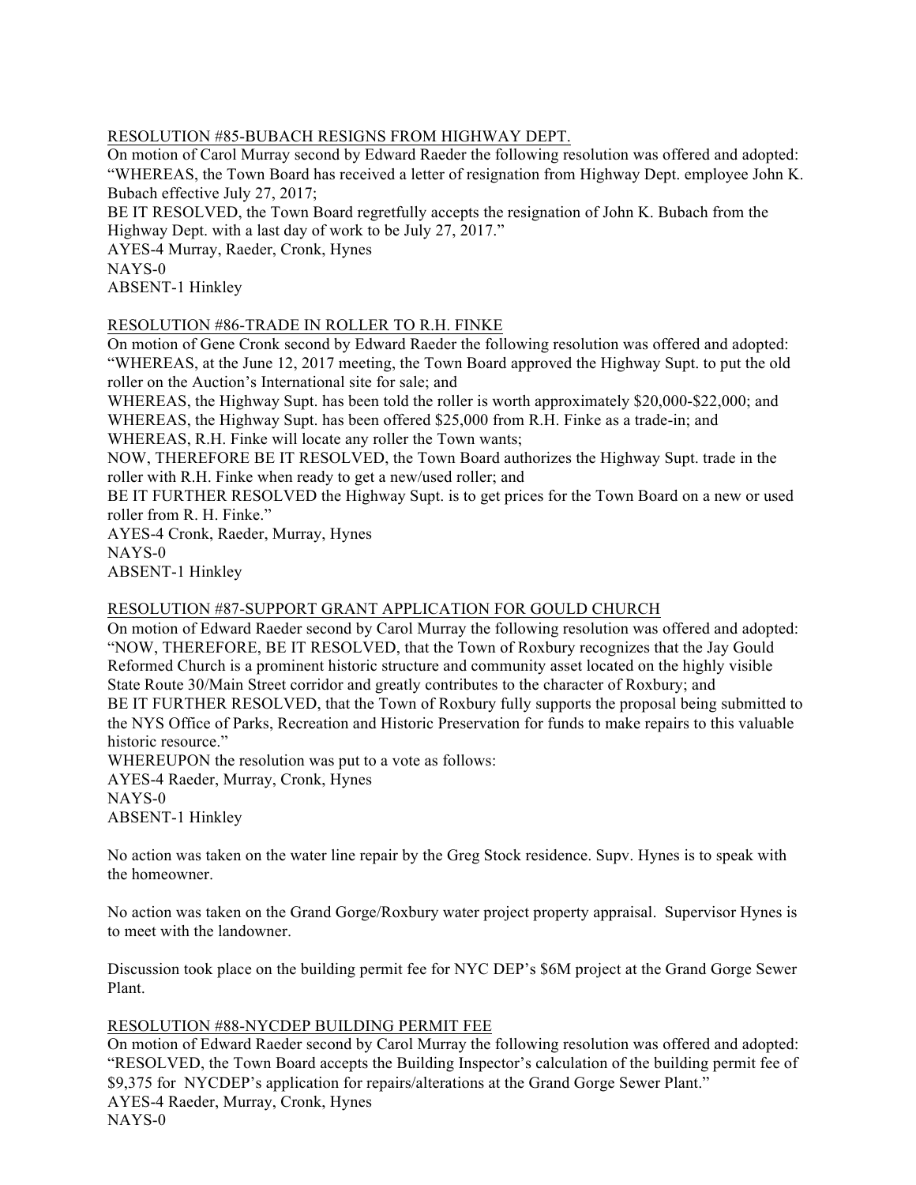<u>RESOLUTION #85-BUBACH RESIGNS FROM HIGHWAY DEPT.</u>

On motion of Carol Murray second by Edward Raeder the following resolution was offered and adopted:
"WHEREAS, the Town Board has received a letter of resignation from Highway Dept. employee John K. Bubach effective July 27, 2017;
BE IT RESOLVED, the Town Board regretfully accepts the resignation of John K. Bubach from the Highway Dept. with a last day of work to be July 27, 2017."
AYES-4 Murray, Raeder, Cronk, Hynes
NAYS-0
ABSENT-1 Hinkley

<u>RESOLUTION #86-TRADE IN ROLLER TO R.H. FINKE</u>

On motion of Gene Cronk second by Edward Raeder the following resolution was offered and adopted:
"WHEREAS, at the June 12, 2017 meeting, the Town Board approved the Highway Supt. to put the old roller on the Auction's International site for sale; and
WHEREAS, the Highway Supt. has been told the roller is worth approximately $20,000-$22,000; and
WHEREAS, the Highway Supt. has been offered $25,000 from R.H. Finke as a trade-in; and
WHEREAS, R.H. Finke will locate any roller the Town wants;
NOW, THEREFORE BE IT RESOLVED, the Town Board authorizes the Highway Supt. trade in the roller with R.H. Finke when ready to get a new/used roller; and
BE IT FURTHER RESOLVED the Highway Supt. is to get prices for the Town Board on a new or used roller from R. H. Finke."
AYES-4 Cronk, Raeder, Murray, Hynes
NAYS-0
ABSENT-1 Hinkley

<u>RESOLUTION #87-SUPPORT GRANT APPLICATION FOR GOULD CHURCH</u>

On motion of Edward Raeder second by Carol Murray the following resolution was offered and adopted:
"NOW, THEREFORE, BE IT RESOLVED, that the Town of Roxbury recognizes that the Jay Gould Reformed Church is a prominent historic structure and community asset located on the highly visible State Route 30/Main Street corridor and greatly contributes to the character of Roxbury; and
BE IT FURTHER RESOLVED, that the Town of Roxbury fully supports the proposal being submitted to the NYS Office of Parks, Recreation and Historic Preservation for funds to make repairs to this valuable historic resource."
WHEREUPON the resolution was put to a vote as follows:
AYES-4 Raeder, Murray, Cronk, Hynes
NAYS-0
ABSENT-1 Hinkley

No action was taken on the water line repair by the Greg Stock residence. Supv. Hynes is to speak with the homeowner.

No action was taken on the Grand Gorge/Roxbury water project property appraisal. Supervisor Hynes is to meet with the landowner.

Discussion took place on the building permit fee for NYC DEP's $6M project at the Grand Gorge Sewer Plant.

<u>RESOLUTION #88-NYCDEP BUILDING PERMIT FEE</u>

On motion of Edward Raeder second by Carol Murray the following resolution was offered and adopted:
"RESOLVED, the Town Board accepts the Building Inspector's calculation of the building permit fee of $9,375 for NYCDEP's application for repairs/alterations at the Grand Gorge Sewer Plant."
AYES-4 Raeder, Murray, Cronk, Hynes
NAYS-0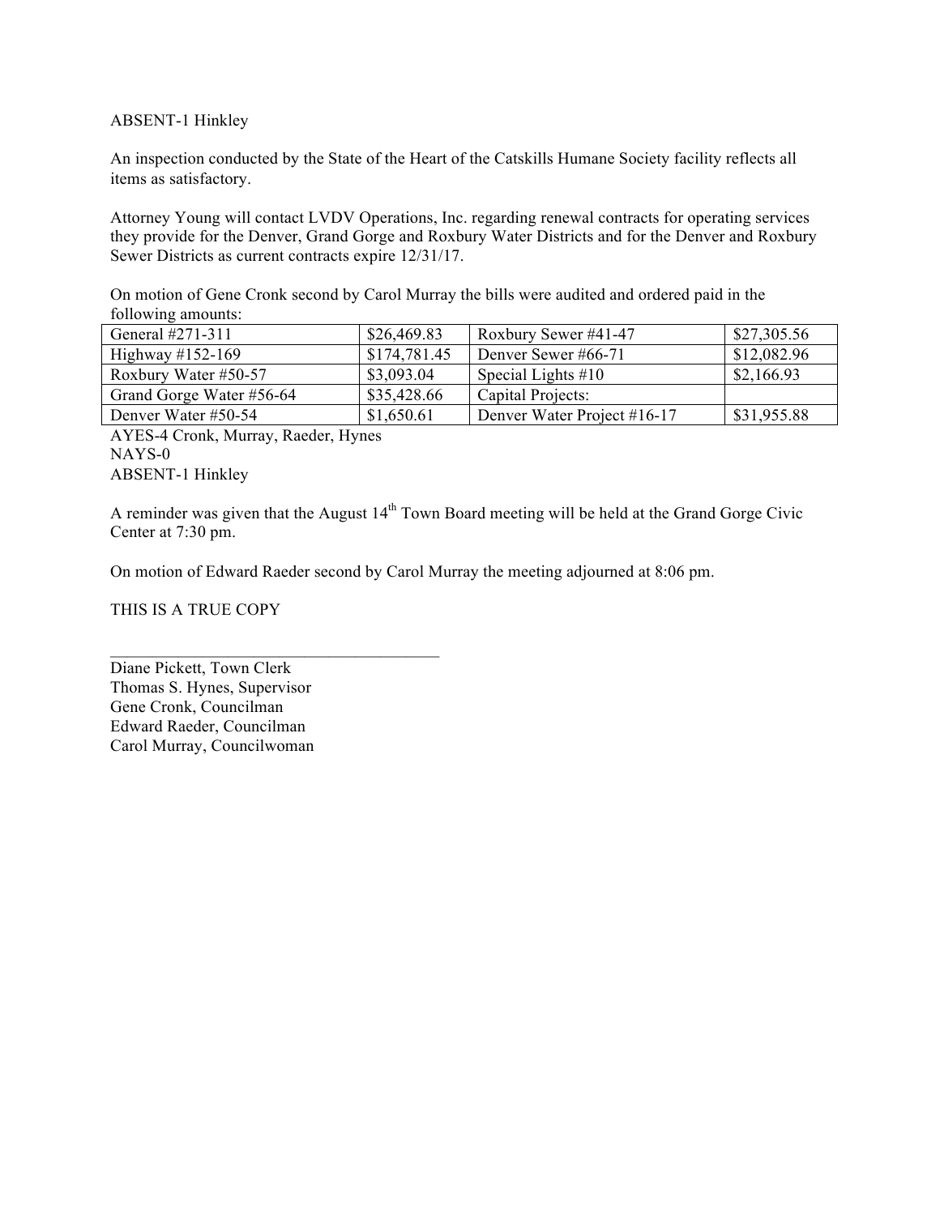ABSENT-1 Hinkley

An inspection conducted by the State of the Heart of the Catskills Humane Society facility reflects all items as satisfactory.

Attorney Young will contact LVDV Operations, Inc. regarding renewal contracts for operating services they provide for the Denver, Grand Gorge and Roxbury Water Districts and for the Denver and Roxbury Sewer Districts as current contracts expire 12/31/17.

On motion of Gene Cronk second by Carol Murray the bills were audited and ordered paid in the following amounts:

| | | | |
|---|---|---|---|
| General #271-311 | $26,469.83 | Roxbury Sewer #41-47 | $27,305.56 |
| Highway #152-169 | $174,781.45 | Denver Sewer #66-71 | $12,082.96 |
| Roxbury Water #50-57 | $3,093.04 | Special Lights #10 | $2,166.93 |
| Grand Gorge Water #56-64 | $35,428.66 | Capital Projects: | |
| Denver Water #50-54 | $1,650.61 | Denver Water Project #16-17 | $31,955.88 |

AYES-4 Cronk, Murray, Raeder, Hynes
NAYS-0
ABSENT-1 Hinkley

A reminder was given that the August 14th Town Board meeting will be held at the Grand Gorge Civic Center at 7:30 pm.

On motion of Edward Raeder second by Carol Murray the meeting adjourned at 8:06 pm.

THIS IS A TRUE COPY

________________________________________

Diane Pickett, Town Clerk
Thomas S. Hynes, Supervisor
Gene Cronk, Councilman
Edward Raeder, Councilman
Carol Murray, Councilwoman